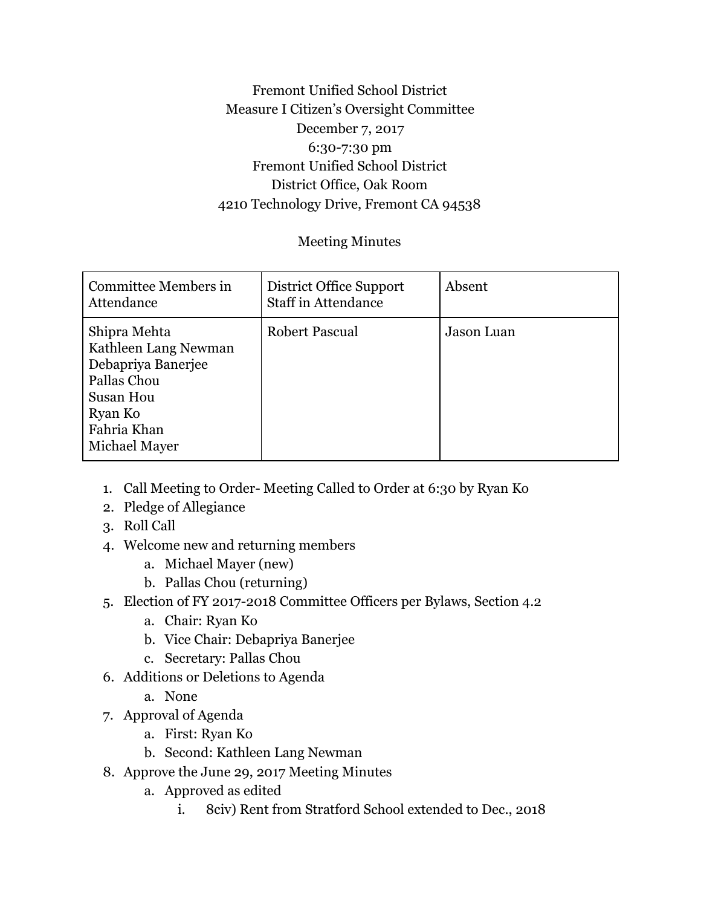Fremont Unified School District
Measure I Citizen's Oversight Committee
December 7, 2017
6:30-7:30 pm
Fremont Unified School District
District Office, Oak Room
4210 Technology Drive, Fremont CA 94538

Meeting Minutes

| Committee Members in Attendance | District Office Support Staff in Attendance | Absent |
|---|---|---|
| Shipra Mehta<br>Kathleen Lang Newman<br>Debapriya Banerjee<br>Pallas Chou<br>Susan Hou<br>Ryan Ko<br>Fahria Khan<br>Michael Mayer | Robert Pascual | Jason Luan |

1. Call Meeting to Order- Meeting Called to Order at 6:30 by Ryan Ko
2. Pledge of Allegiance
3. Roll Call
4. Welcome new and returning members
    a. Michael Mayer (new)
    b. Pallas Chou (returning)
5. Election of FY 2017-2018 Committee Officers per Bylaws, Section 4.2
    a. Chair: Ryan Ko
    b. Vice Chair: Debapriya Banerjee
    c. Secretary: Pallas Chou
6. Additions or Deletions to Agenda
    a. None
7. Approval of Agenda
    a. First: Ryan Ko
    b. Second: Kathleen Lang Newman
8. Approve the June 29, 2017 Meeting Minutes
    a. Approved as edited
        i. 8civ) Rent from Stratford School extended to Dec., 2018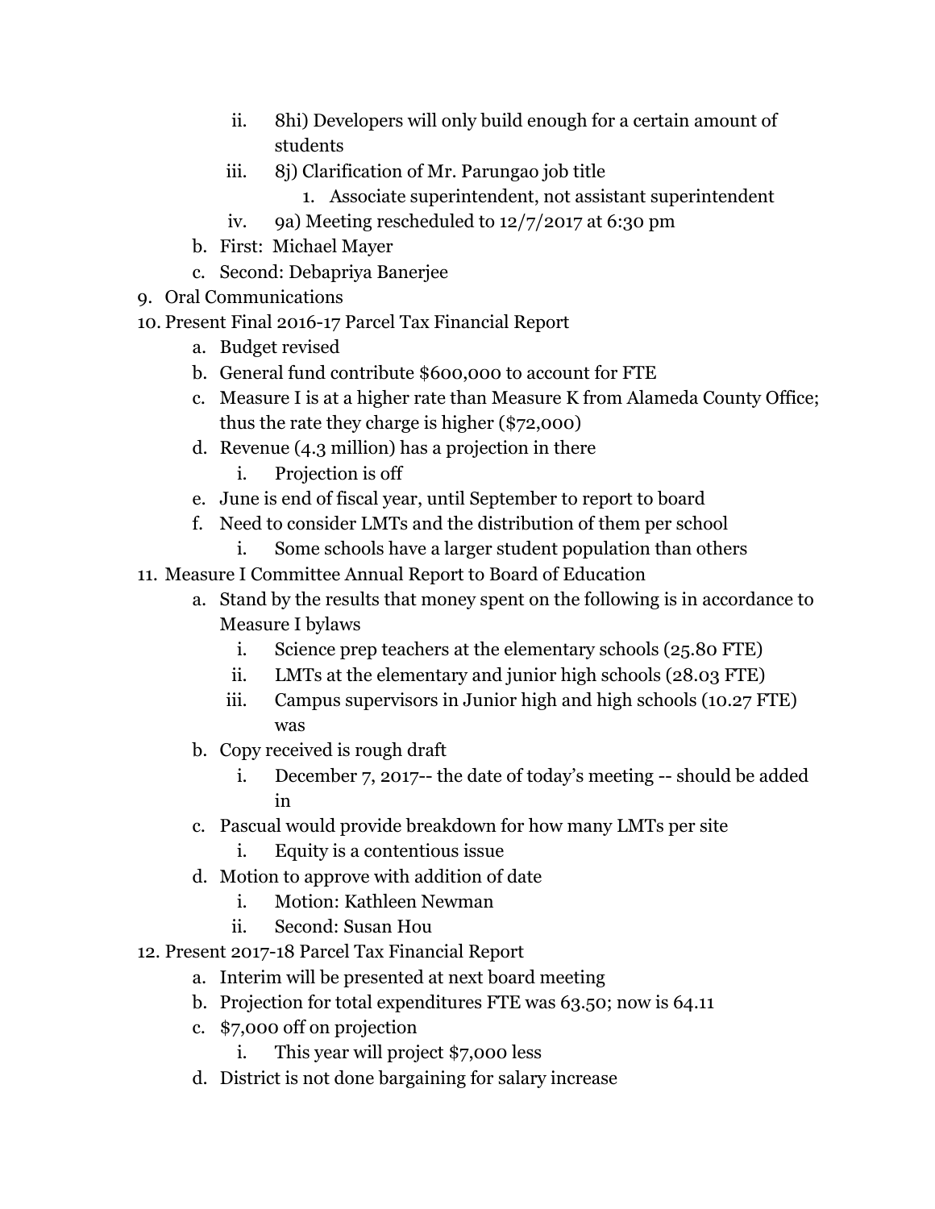ii. 8hi) Developers will only build enough for a certain amount of students
    iii. 8j) Clarification of Mr. Parungao job title
        1. Associate superintendent, not assistant superintendent
    iv. 9a) Meeting rescheduled to 12/7/2017 at 6:30 pm
  b. First: Michael Mayer
  c. Second: Debapriya Banerjee

9. Oral Communications
10. Present Final 2016-17 Parcel Tax Financial Report
    a. Budget revised
    b. General fund contribute $600,000 to account for FTE
    c. Measure I is at a higher rate than Measure K from Alameda County Office; thus the rate they charge is higher ($72,000)
    d. Revenue (4.3 million) has a projection in there
        i. Projection is off
    e. June is end of fiscal year, until September to report to board
    f. Need to consider LMTs and the distribution of them per school
        i. Some schools have a larger student population than others
11. Measure I Committee Annual Report to Board of Education
    a. Stand by the results that money spent on the following is in accordance to Measure I bylaws
        i. Science prep teachers at the elementary schools (25.80 FTE)
        ii. LMTs at the elementary and junior high schools (28.03 FTE)
        iii. Campus supervisors in Junior high and high schools (10.27 FTE) was
    b. Copy received is rough draft
        i. December 7, 2017-- the date of today's meeting -- should be added in
    c. Pascual would provide breakdown for how many LMTs per site
        i. Equity is a contentious issue
    d. Motion to approve with addition of date
        i. Motion: Kathleen Newman
        ii. Second: Susan Hou
12. Present 2017-18 Parcel Tax Financial Report
    a. Interim will be presented at next board meeting
    b. Projection for total expenditures FTE was 63.50; now is 64.11
    c. $7,000 off on projection
        i. This year will project $7,000 less
    d. District is not done bargaining for salary increase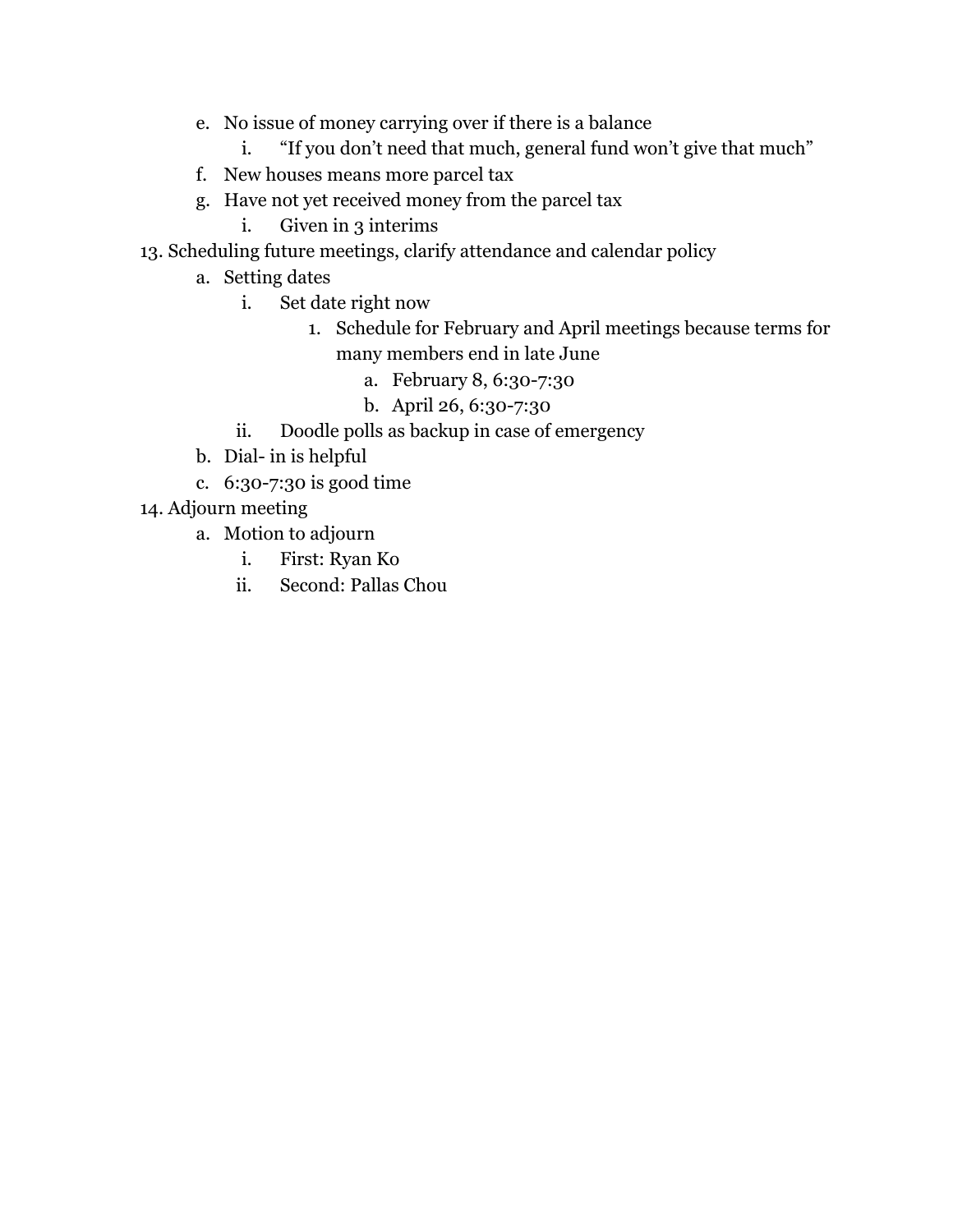e. No issue of money carrying over if there is a balance
      i. "If you don't need that much, general fund won't give that much"
   f. New houses means more parcel tax
   g. Have not yet received money from the parcel tax
      i. Given in 3 interims

13. Scheduling future meetings, clarify attendance and calendar policy
   a. Setting dates
      i. Set date right now
         1. Schedule for February and April meetings because terms for many members end in late June
            a. February 8, 6:30-7:30
            b. April 26, 6:30-7:30
      ii. Doodle polls as backup in case of emergency
   b. Dial- in is helpful
   c. 6:30-7:30 is good time

14. Adjourn meeting
   a. Motion to adjourn
      i. First: Ryan Ko
      ii. Second: Pallas Chou